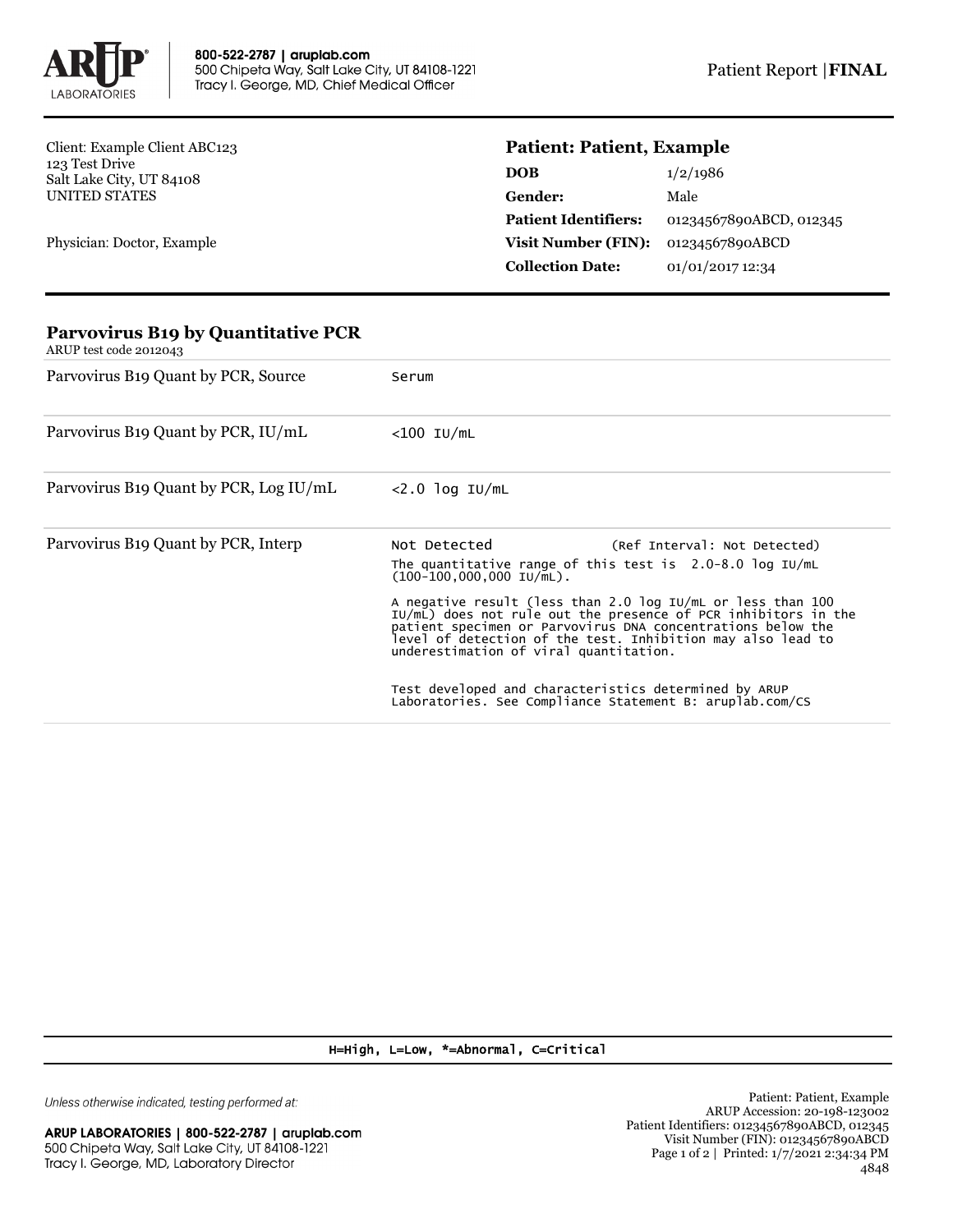800-522-2787 | aruplab.com
500 Chipeta Way, Salt Lake City, UT 84108-1221
Tracy I. George, MD, Chief Medical Officer

Patient Report | **FINAL**

Client: Example Client ABC123
123 Test Drive
Salt Lake City, UT 84108
UNITED STATES

Physician: Doctor, Example

**Patient: Patient, Example**

| | |
|---|---|
| **DOB** | 1/2/1986 |
| **Gender:** | Male |
| **Patient Identifiers:** | 01234567890ABCD, 012345 |
| **Visit Number (FIN):** | 01234567890ABCD |
| **Collection Date:** | 01/01/2017 12:34 |

## Parvovirus B19 by Quantitative PCR

ARUP test code 2012043

| | |
|---|---|
| Parvovirus B19 Quant by PCR, Source | Serum |
| Parvovirus B19 Quant by PCR, IU/mL | <100 IU/mL |
| Parvovirus B19 Quant by PCR, Log IU/mL | <2.0 log IU/mL |
| Parvovirus B19 Quant by PCR, Interp | Not Detected (Ref Interval: Not Detected) |

The quantitative range of this test is 2.0-8.0 log IU/mL (100-100,000,000 IU/mL).

A negative result (less than 2.0 log IU/mL or less than 100 IU/mL) does not rule out the presence of PCR inhibitors in the patient specimen or Parvovirus DNA concentrations below the level of detection of the test. Inhibition may also lead to underestimation of viral quantitation.

Test developed and characteristics determined by ARUP Laboratories. See Compliance Statement B: aruplab.com/CS

H=High, L=Low, *=Abnormal, C=Critical

*Unless otherwise indicated, testing performed at:*

**ARUP LABORATORIES | 800-522-2787 | aruplab.com**
500 Chipeta Way, Salt Lake City, UT 84108-1221
Tracy I. George, MD, Laboratory Director

Patient: Patient, Example
ARUP Accession: 20-198-123002
Patient Identifiers: 01234567890ABCD, 012345
Visit Number (FIN): 01234567890ABCD
Printed: 1/7/2021 2:34:34 PM
4848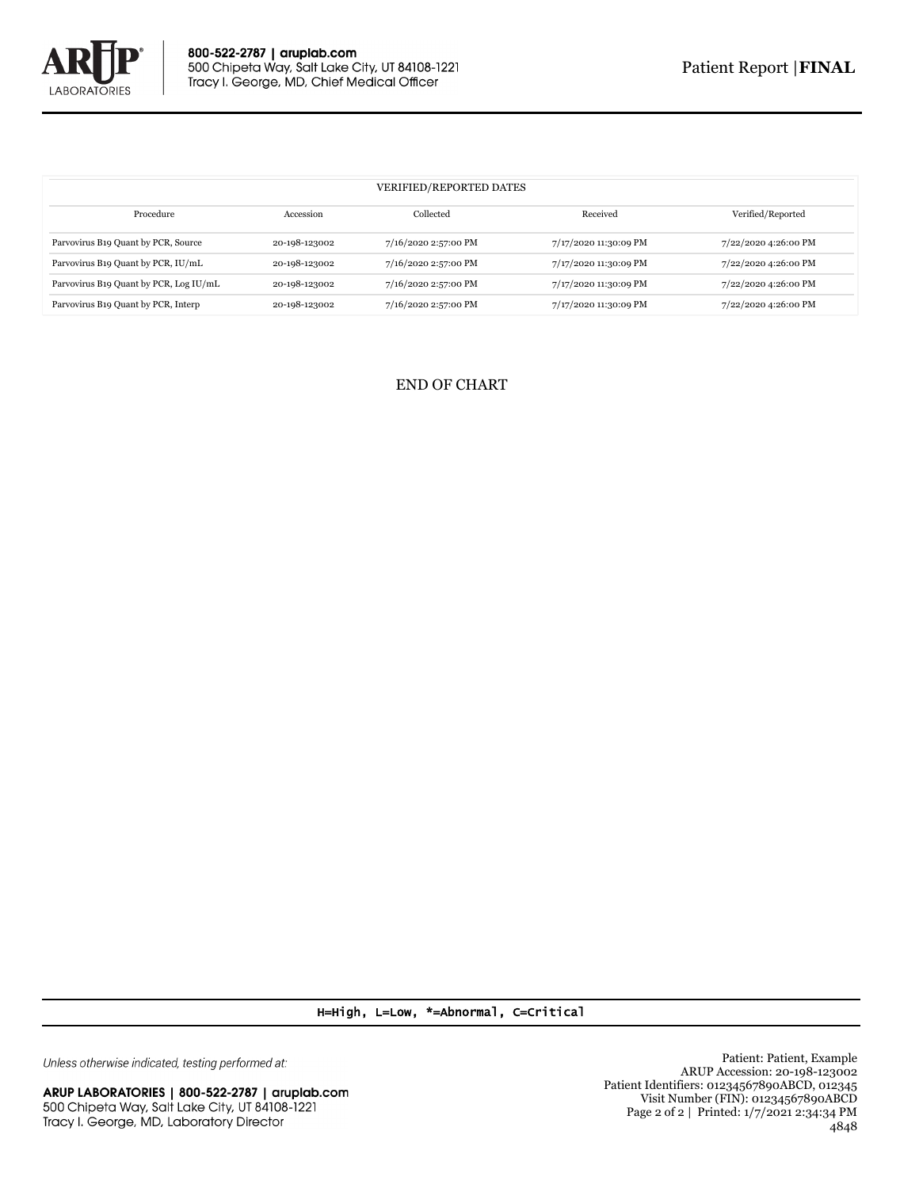| VERIFIED/REPORTED DATES | | | | |
|---|---|---|---|---|
| Procedure | Accession | Collected | Received | Verified/Reported |
| Parvovirus B19 Quant by PCR, Source | 20-198-123002 | 7/16/2020 2:57:00 PM | 7/17/2020 11:30:09 PM | 7/22/2020 4:26:00 PM |
| Parvovirus B19 Quant by PCR, IU/mL | 20-198-123002 | 7/16/2020 2:57:00 PM | 7/17/2020 11:30:09 PM | 7/22/2020 4:26:00 PM |
| Parvovirus B19 Quant by PCR, Log IU/mL | 20-198-123002 | 7/16/2020 2:57:00 PM | 7/17/2020 11:30:09 PM | 7/22/2020 4:26:00 PM |
| Parvovirus B19 Quant by PCR, Interp | 20-198-123002 | 7/16/2020 2:57:00 PM | 7/17/2020 11:30:09 PM | 7/22/2020 4:26:00 PM |

END OF CHART

H=High, L=Low, *=Abnormal, C=Critical

*Unless otherwise indicated, testing performed at:*

**ARUP LABORATORIES | 800-522-2787 | aruplab.com**
500 Chipeta Way, Salt Lake City, UT 84108-1221
Tracy I. George, MD, Laboratory Director

Patient: Patient, Example
ARUP Accession: 20-198-123002
Patient Identifiers: 01234567890ABCD, 012345
Visit Number (FIN): 01234567890ABCD
Printed: 1/7/2021 2:34:34 PM
4848